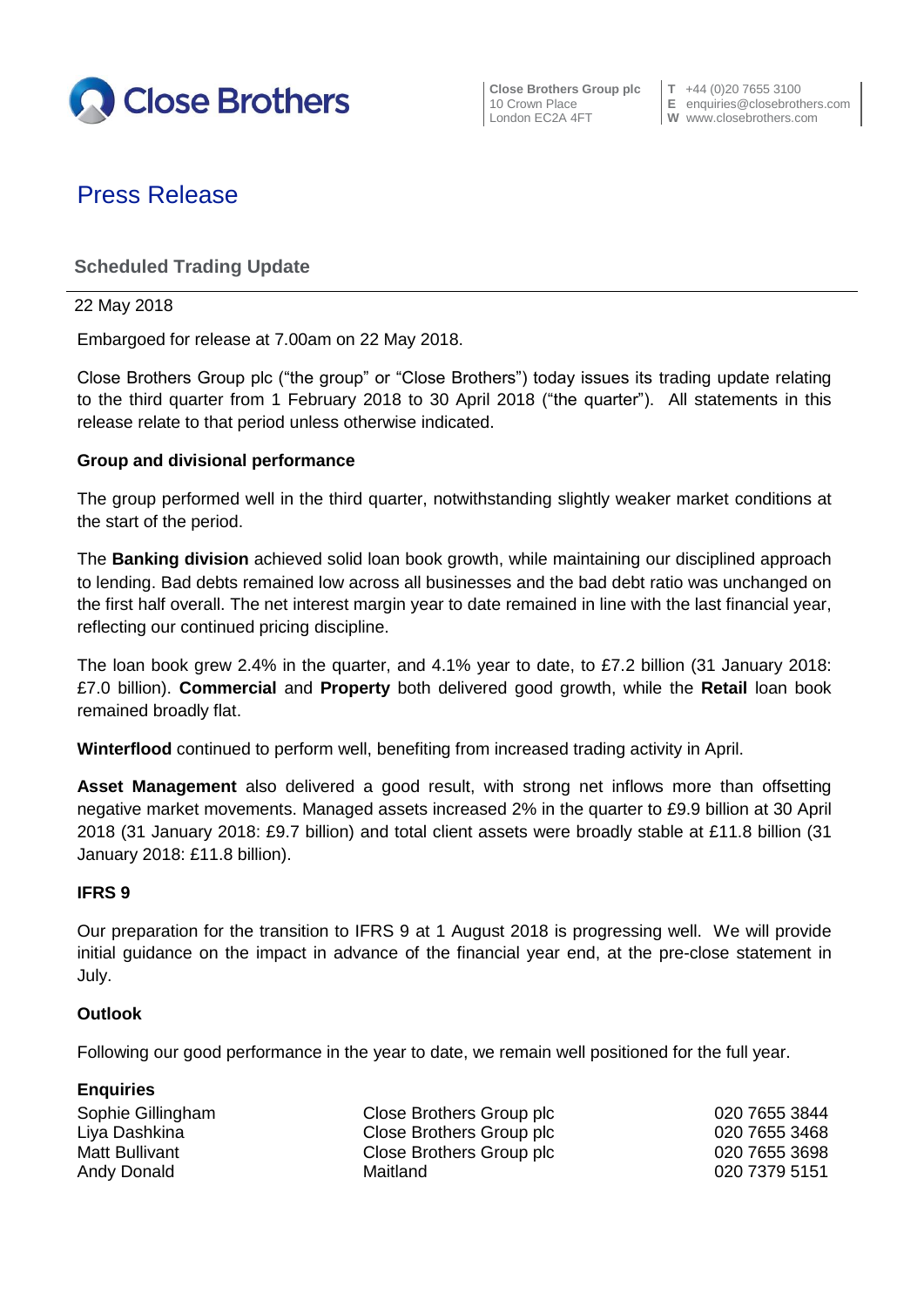Close Brothers

Close Brothers Group plc
10 Crown Place
London EC2A 4FT

T +44 (0)20 7655 3100
E enquiries@closebrothers.com
W www.closebrothers.com

# Press Release

## Scheduled Trading Update

22 May 2018

Embargoed for release at 7.00am on 22 May 2018.

Close Brothers Group plc ("the group" or "Close Brothers") today issues its trading update relating to the third quarter from 1 February 2018 to 30 April 2018 ("the quarter"). All statements in this release relate to that period unless otherwise indicated.

**Group and divisional performance**

The group performed well in the third quarter, notwithstanding slightly weaker market conditions at the start of the period.

The **Banking division** achieved solid loan book growth, while maintaining our disciplined approach to lending. Bad debts remained low across all businesses and the bad debt ratio was unchanged on the first half overall. The net interest margin year to date remained in line with the last financial year, reflecting our continued pricing discipline.

The loan book grew 2.4% in the quarter, and 4.1% year to date, to £7.2 billion (31 January 2018: £7.0 billion). **Commercial** and **Property** both delivered good growth, while the **Retail** loan book remained broadly flat.

**Winterflood** continued to perform well, benefiting from increased trading activity in April.

**Asset Management** also delivered a good result, with strong net inflows more than offsetting negative market movements. Managed assets increased 2% in the quarter to £9.9 billion at 30 April 2018 (31 January 2018: £9.7 billion) and total client assets were broadly stable at £11.8 billion (31 January 2018: £11.8 billion).

**IFRS 9**

Our preparation for the transition to IFRS 9 at 1 August 2018 is progressing well. We will provide initial guidance on the impact in advance of the financial year end, at the pre-close statement in July.

**Outlook**

Following our good performance in the year to date, we remain well positioned for the full year.

**Enquiries**

| | | |
|---|---|---|
| Sophie Gillingham | Close Brothers Group plc | 020 7655 3844 |
| Liya Dashkina | Close Brothers Group plc | 020 7655 3468 |
| Matt Bullivant | Close Brothers Group plc | 020 7655 3698 |
| Andy Donald | Maitland | 020 7379 5151 |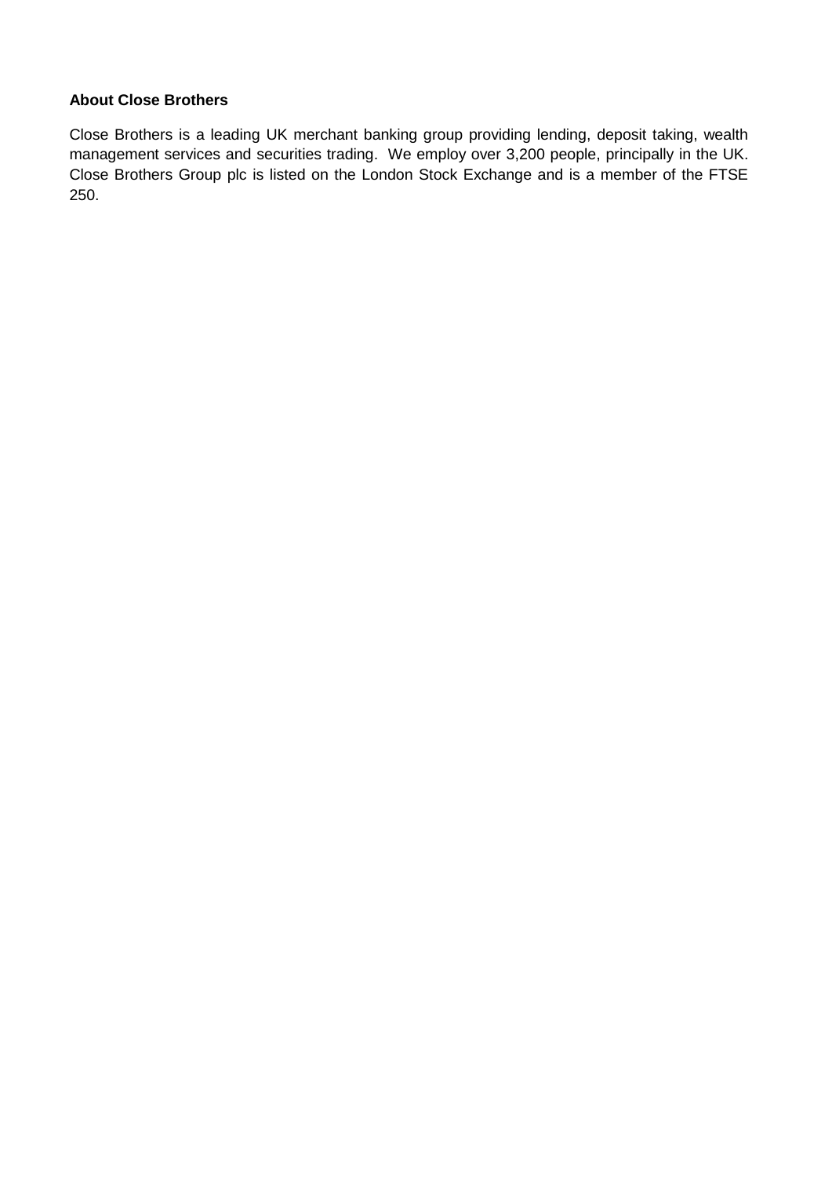**About Close Brothers**

Close Brothers is a leading UK merchant banking group providing lending, deposit taking, wealth management services and securities trading. We employ over 3,200 people, principally in the UK. Close Brothers Group plc is listed on the London Stock Exchange and is a member of the FTSE 250.